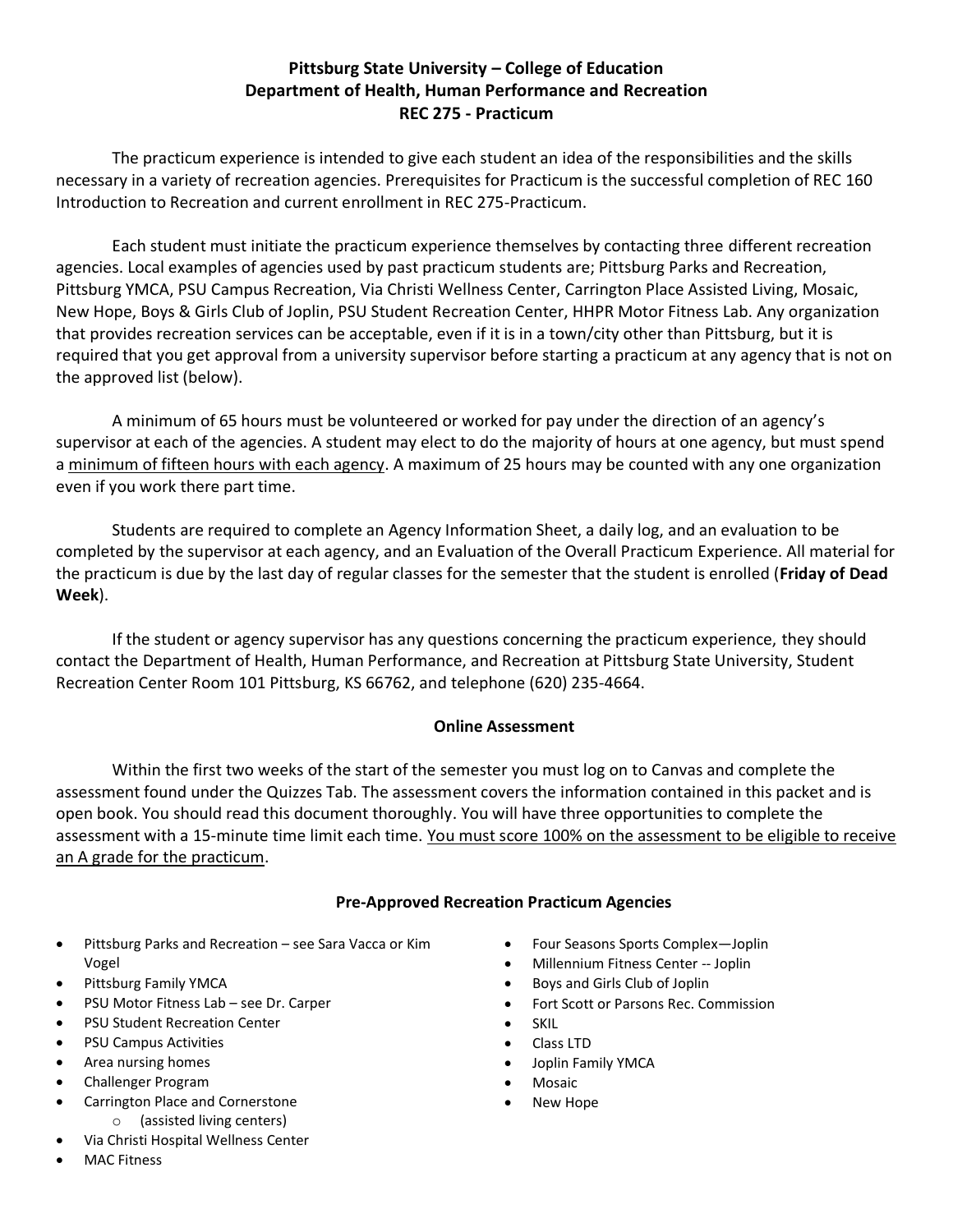# Pittsburg State University – College of Education
## Department of Health, Human Performance and Recreation
## REC 275 - Practicum

The practicum experience is intended to give each student an idea of the responsibilities and the skills necessary in a variety of recreation agencies. Prerequisites for Practicum is the successful completion of REC 160 Introduction to Recreation and current enrollment in REC 275-Practicum.

Each student must initiate the practicum experience themselves by contacting three different recreation agencies. Local examples of agencies used by past practicum students are; Pittsburg Parks and Recreation, Pittsburg YMCA, PSU Campus Recreation, Via Christi Wellness Center, Carrington Place Assisted Living, Mosaic, New Hope, Boys & Girls Club of Joplin, PSU Student Recreation Center, HHPR Motor Fitness Lab. Any organization that provides recreation services can be acceptable, even if it is in a town/city other than Pittsburg, but it is required that you get approval from a university supervisor before starting a practicum at any agency that is not on the approved list (below).

A minimum of 65 hours must be volunteered or worked for pay under the direction of an agency's supervisor at each of the agencies. A student may elect to do the majority of hours at one agency, but must spend a <u>minimum of fifteen hours with each agency</u>. A maximum of 25 hours may be counted with any one organization even if you work there part time.

Students are required to complete an Agency Information Sheet, a daily log, and an evaluation to be completed by the supervisor at each agency, and an Evaluation of the Overall Practicum Experience. All material for the practicum is due by the last day of regular classes for the semester that the student is enrolled (**Friday of Dead Week**).

If the student or agency supervisor has any questions concerning the practicum experience, they should contact the Department of Health, Human Performance, and Recreation at Pittsburg State University, Student Recreation Center Room 101 Pittsburg, KS 66762, and telephone (620) 235-4664.

### Online Assessment

Within the first two weeks of the start of the semester you must log on to Canvas and complete the assessment found under the Quizzes Tab. The assessment covers the information contained in this packet and is open book. You should read this document thoroughly. You will have three opportunities to complete the assessment with a 15-minute time limit each time. <u>You must score 100% on the assessment to be eligible to receive an A grade for the practicum</u>.

### Pre-Approved Recreation Practicum Agencies

- Pittsburg Parks and Recreation – see Sara Vacca or Kim Vogel
- Pittsburg Family YMCA
- PSU Motor Fitness Lab – see Dr. Carper
- PSU Student Recreation Center
- PSU Campus Activities
- Area nursing homes
- Challenger Program
- Carrington Place and Cornerstone
  - (assisted living centers)
- Via Christi Hospital Wellness Center
- MAC Fitness
- Four Seasons Sports Complex—Joplin
- Millennium Fitness Center -- Joplin
- Boys and Girls Club of Joplin
- Fort Scott or Parsons Rec. Commission
- SKIL
- Class LTD
- Joplin Family YMCA
- Mosaic
- New Hope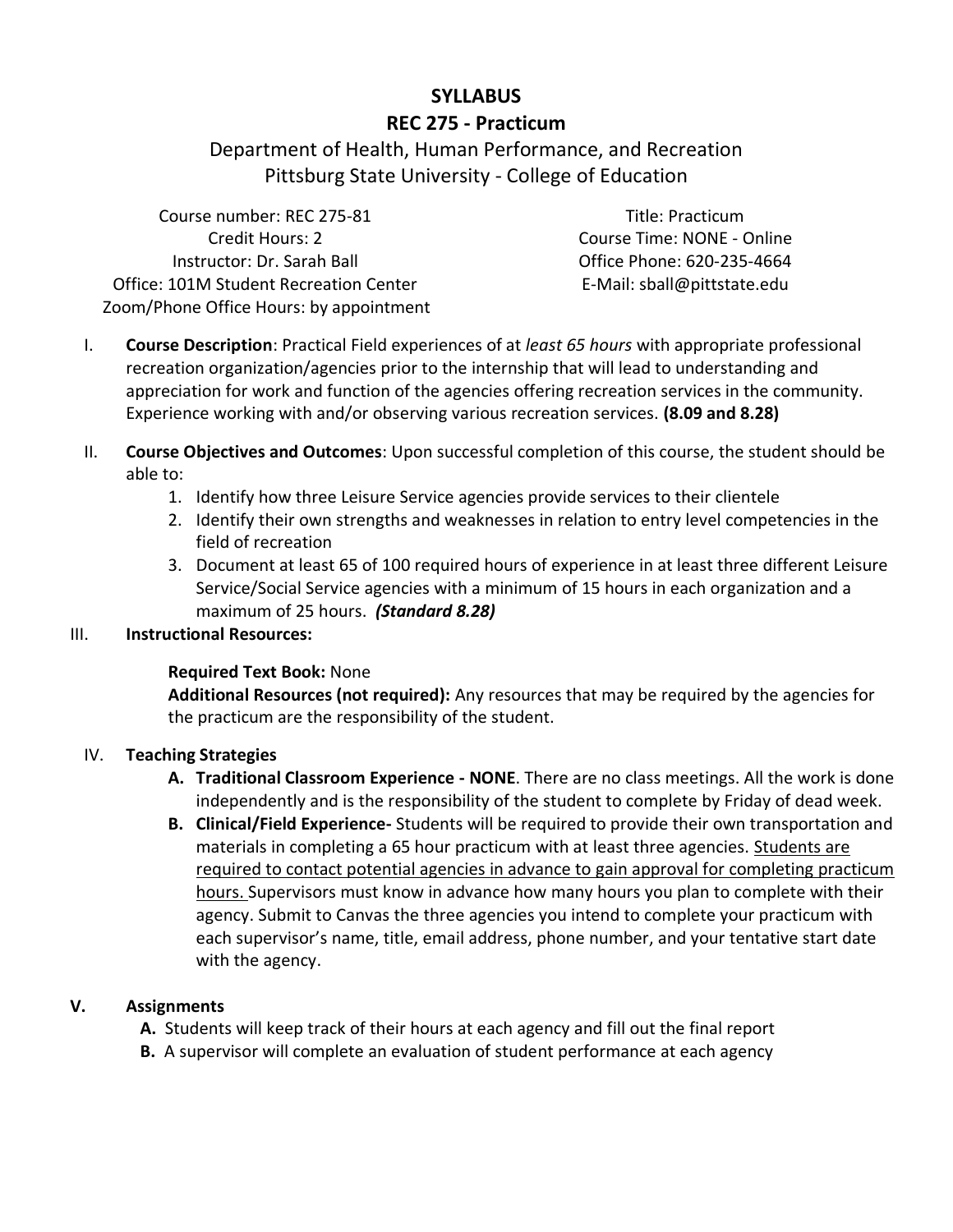# SYLLABUS

## REC 275 - Practicum

Department of Health, Human Performance, and Recreation
Pittsburg State University - College of Education

Course number: REC 275-81
Credit Hours: 2
Instructor: Dr. Sarah Ball
Office: 101M Student Recreation Center
Zoom/Phone Office Hours: by appointment

Title: Practicum
Course Time: NONE - Online
Office Phone: 620-235-4664
E-Mail: sball@pittstate.edu

I. **Course Description**: Practical Field experiences of at *least 65 hours* with appropriate professional recreation organization/agencies prior to the internship that will lead to understanding and appreciation for work and function of the agencies offering recreation services in the community. Experience working with and/or observing various recreation services. **(8.09 and 8.28)**

II. **Course Objectives and Outcomes**: Upon successful completion of this course, the student should be able to:
   1. Identify how three Leisure Service agencies provide services to their clientele
   2. Identify their own strengths and weaknesses in relation to entry level competencies in the field of recreation
   3. Document at least 65 of 100 required hours of experience in at least three different Leisure Service/Social Service agencies with a minimum of 15 hours in each organization and a maximum of 25 hours. ***(Standard 8.28)***

III. **Instructional Resources:**

   **Required Text Book:** None
   **Additional Resources (not required):** Any resources that may be required by the agencies for the practicum are the responsibility of the student.

IV. **Teaching Strategies**
   - **A. Traditional Classroom Experience - NONE**. There are no class meetings. All the work is done independently and is the responsibility of the student to complete by Friday of dead week.
   - **B. Clinical/Field Experience-** Students will be required to provide their own transportation and materials in completing a 65 hour practicum with at least three agencies. <u>Students are required to contact potential agencies in advance to gain approval for completing practicum hours.</u> Supervisors must know in advance how many hours you plan to complete with their agency. Submit to Canvas the three agencies you intend to complete your practicum with each supervisor's name, title, email address, phone number, and your tentative start date with the agency.

**V. Assignments**
   - **A.** Students will keep track of their hours at each agency and fill out the final report
   - **B.** A supervisor will complete an evaluation of student performance at each agency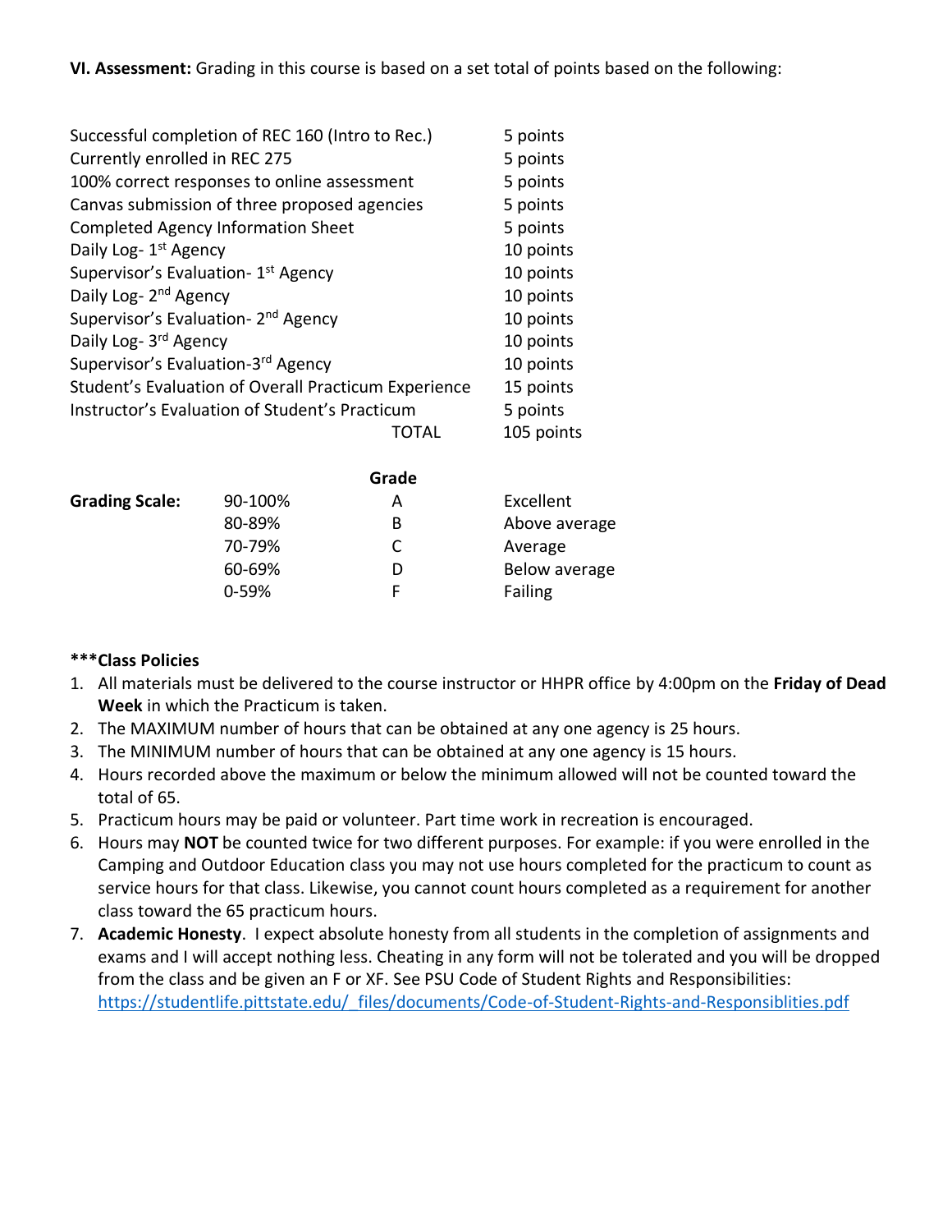**VI. Assessment:** Grading in this course is based on a set total of points based on the following:

| | |
|---|---|
| Successful completion of REC 160 (Intro to Rec.) | 5 points |
| Currently enrolled in REC 275 | 5 points |
| 100% correct responses to online assessment | 5 points |
| Canvas submission of three proposed agencies | 5 points |
| Completed Agency Information Sheet | 5 points |
| Daily Log- 1st Agency | 10 points |
| Supervisor's Evaluation- 1st Agency | 10 points |
| Daily Log- 2nd Agency | 10 points |
| Supervisor's Evaluation- 2nd Agency | 10 points |
| Daily Log- 3rd Agency | 10 points |
| Supervisor's Evaluation-3rd Agency | 10 points |
| Student's Evaluation of Overall Practicum Experience | 15 points |
| Instructor's Evaluation of Student's Practicum | 5 points |
| TOTAL | 105 points |

| | | Grade | |
|---|---|---|---|
| **Grading Scale:** | 90-100% | A | Excellent |
| | 80-89% | B | Above average |
| | 70-79% | C | Average |
| | 60-69% | D | Below average |
| | 0-59% | F | Failing |

**\*\*\*Class Policies**

1. All materials must be delivered to the course instructor or HHPR office by 4:00pm on the **Friday of Dead Week** in which the Practicum is taken.
2. The MAXIMUM number of hours that can be obtained at any one agency is 25 hours.
3. The MINIMUM number of hours that can be obtained at any one agency is 15 hours.
4. Hours recorded above the maximum or below the minimum allowed will not be counted toward the total of 65.
5. Practicum hours may be paid or volunteer. Part time work in recreation is encouraged.
6. Hours may **NOT** be counted twice for two different purposes. For example: if you were enrolled in the Camping and Outdoor Education class you may not use hours completed for the practicum to count as service hours for that class. Likewise, you cannot count hours completed as a requirement for another class toward the 65 practicum hours.
7. **Academic Honesty**. I expect absolute honesty from all students in the completion of assignments and exams and I will accept nothing less. Cheating in any form will not be tolerated and you will be dropped from the class and be given an F or XF. See PSU Code of Student Rights and Responsibilities: https://studentlife.pittstate.edu/_files/documents/Code-of-Student-Rights-and-Responsiblities.pdf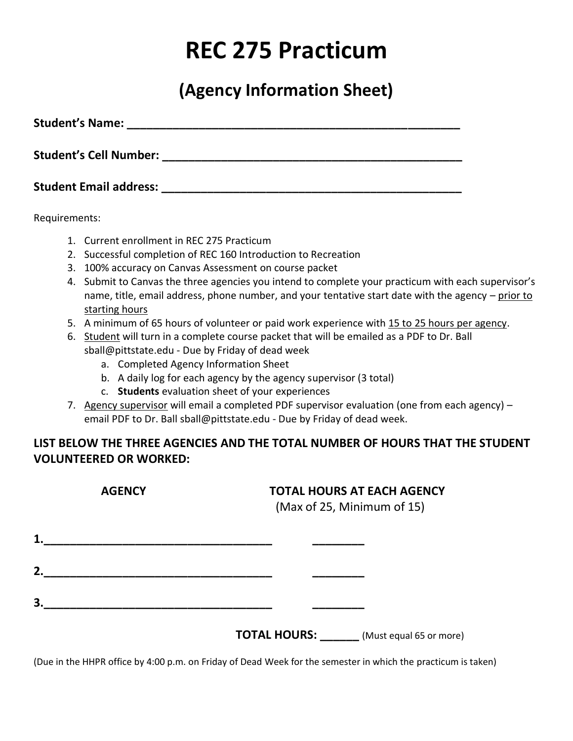# REC 275 Practicum

## (Agency Information Sheet)

**Student's Name: ___________________________________________________**

**Student's Cell Number: _______________________________________________**

**Student Email address: _______________________________________________**

Requirements:

1. Current enrollment in REC 275 Practicum
2. Successful completion of REC 160 Introduction to Recreation
3. 100% accuracy on Canvas Assessment on course packet
4. Submit to Canvas the three agencies you intend to complete your practicum with each supervisor's name, title, email address, phone number, and your tentative start date with the agency – <u>prior to starting hours</u>
5. A minimum of 65 hours of volunteer or paid work experience with <u>15 to 25 hours per agency</u>.
6. <u>Student</u> will turn in a complete course packet that will be emailed as a PDF to Dr. Ball sball@pittstate.edu - Due by Friday of dead week
   a. Completed Agency Information Sheet
   b. A daily log for each agency by the agency supervisor (3 total)
   c. **Students** evaluation sheet of your experiences
7. <u>Agency supervisor</u> will email a completed PDF supervisor evaluation (one from each agency) – email PDF to Dr. Ball sball@pittstate.edu - Due by Friday of dead week.

**LIST BELOW THE THREE AGENCIES AND THE TOTAL NUMBER OF HOURS THAT THE STUDENT VOLUNTEERED OR WORKED:**

| **AGENCY** | **TOTAL HOURS AT EACH AGENCY** (Max of 25, Minimum of 15) |
|---|---|
| 1.___________________________________ | ________ |
| 2.___________________________________ | ________ |
| 3.___________________________________ | ________ |

**TOTAL HOURS: ______** (Must equal 65 or more)

(Due in the HHPR office by 4:00 p.m. on Friday of Dead Week for the semester in which the practicum is taken)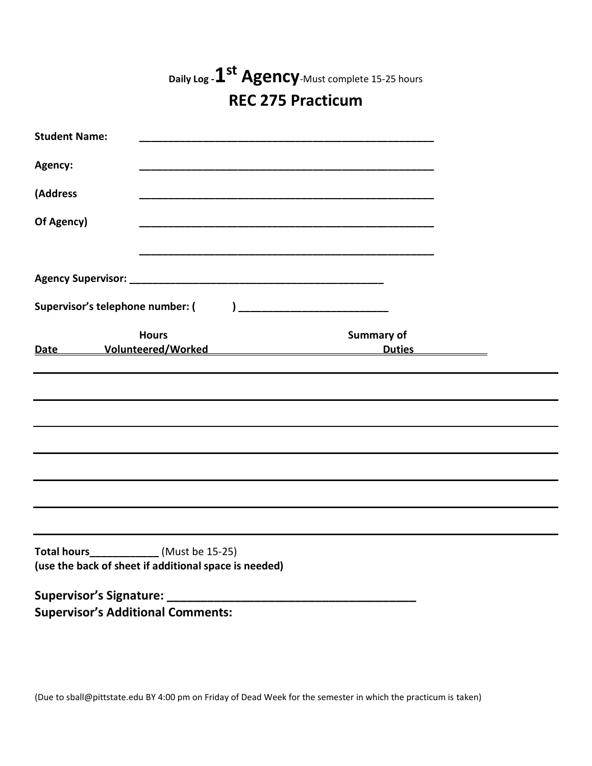## Daily Log - 1st Agency - Must complete 15-25 hours

## REC 275 Practicum

**Student Name:** ____________________________________________________

**Agency:** ____________________________________________________

**(Address** ____________________________________________________

**Of Agency)** ____________________________________________________

____________________________________________________

**Agency Supervisor:** ____________________________________________

**Supervisor's telephone number: (        )** _________________________

| Date | Hours Volunteered/Worked | Summary of Duties |
|---|---|---|
| | | |
| | | |
| | | |
| | | |
| | | |
| | | |
| | | |

**Total hours**____________ (Must be 15-25)
**(use the back of sheet if additional space is needed)**

**Supervisor's Signature:** ________________________________________

**Supervisor's Additional Comments:**

(Due to sball@pittstate.edu BY 4:00 pm on Friday of Dead Week for the semester in which the practicum is taken)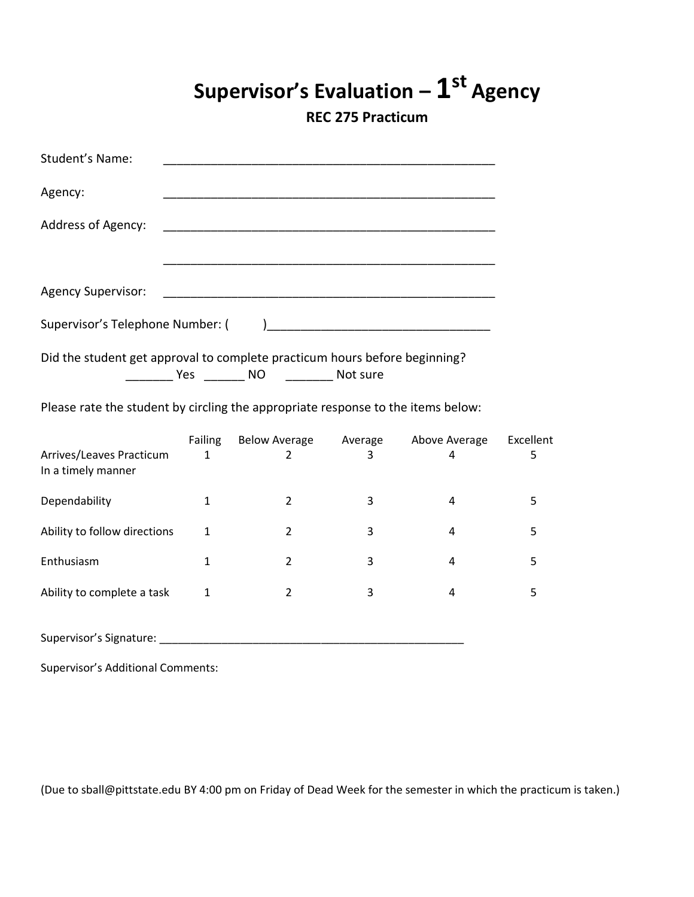# Supervisor's Evaluation – 1st Agency

**REC 275 Practicum**

Student's Name: ___________________________________________________

Agency: ___________________________________________________

Address of Agency: ___________________________________________________

___________________________________________________

Agency Supervisor: ___________________________________________________

Supervisor's Telephone Number: (        )_________________________________

Did the student get approval to complete practicum hours before beginning?

_______ Yes ______ NO _______ Not sure

Please rate the student by circling the appropriate response to the items below:

| | Failing | Below Average | Average | Above Average | Excellent |
|---|---|---|---|---|---|
| Arrives/Leaves Practicum In a timely manner | 1 | 2 | 3 | 4 | 5 |
| Dependability | 1 | 2 | 3 | 4 | 5 |
| Ability to follow directions | 1 | 2 | 3 | 4 | 5 |
| Enthusiasm | 1 | 2 | 3 | 4 | 5 |
| Ability to complete a task | 1 | 2 | 3 | 4 | 5 |

Supervisor's Signature: __________________________________________________

Supervisor's Additional Comments:

(Due to sball@pittstate.edu BY 4:00 pm on Friday of Dead Week for the semester in which the practicum is taken.)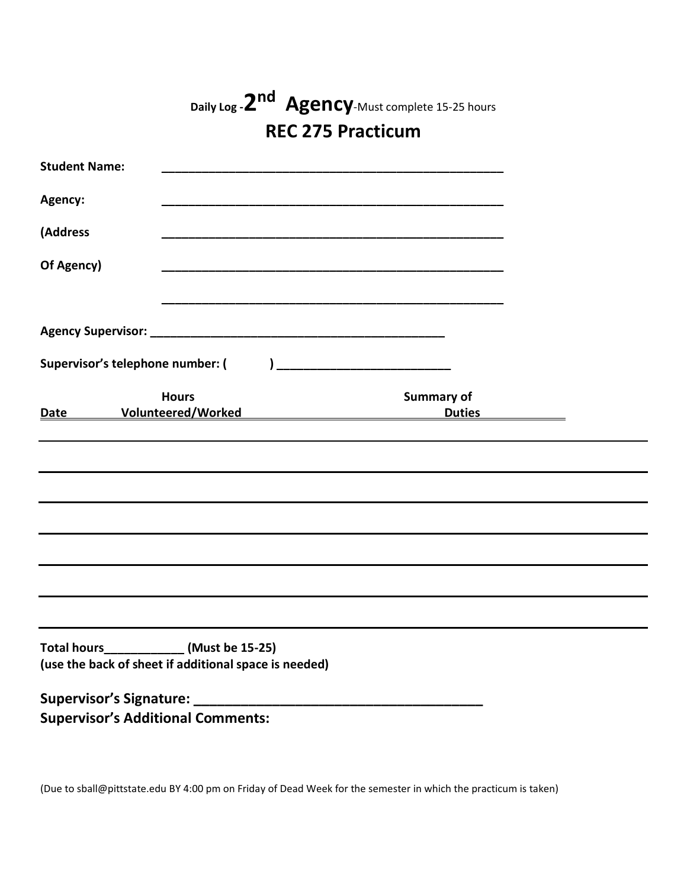Daily Log - 2nd **Agency** - Must complete 15-25 hours

# REC 275 Practicum

**Student Name:** ______________________________________________

**Agency:** ______________________________________________

**(Address** ______________________________________________

**Of Agency)** ______________________________________________

______________________________________________

**Agency Supervisor:** ________________________________________

**Supervisor's telephone number: (        )** _______________________

| Date | Hours Volunteered/Worked | Summary of Duties |
| --- | --- | --- |
| | | |
| | | |
| | | |
| | | |
| | | |
| | | |

**Total hours____________ (Must be 15-25)**
**(use the back of sheet if additional space is needed)**

**Supervisor's Signature:** ____________________________________

**Supervisor's Additional Comments:**

(Due to sball@pittstate.edu BY 4:00 pm on Friday of Dead Week for the semester in which the practicum is taken)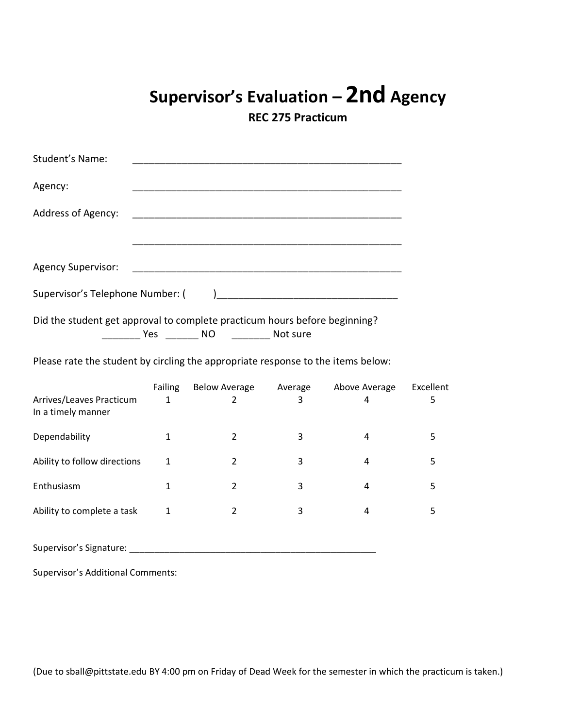# Supervisor's Evaluation – 2nd Agency

**REC 275 Practicum**

Student's Name: ___________________________________________________

Agency: ___________________________________________________

Address of Agency: ___________________________________________________

___________________________________________________

Agency Supervisor: ___________________________________________________

Supervisor's Telephone Number: (        )_________________________________

Did the student get approval to complete practicum hours before beginning?

_______ Yes ______ NO _______ Not sure

Please rate the student by circling the appropriate response to the items below:

| | Failing | Below Average | Average | Above Average | Excellent |
|---|---|---|---|---|---|
| Arrives/Leaves Practicum In a timely manner | 1 | 2 | 3 | 4 | 5 |
| Dependability | 1 | 2 | 3 | 4 | 5 |
| Ability to follow directions | 1 | 2 | 3 | 4 | 5 |
| Enthusiasm | 1 | 2 | 3 | 4 | 5 |
| Ability to complete a task | 1 | 2 | 3 | 4 | 5 |

Supervisor's Signature: ___________________________________________________

Supervisor's Additional Comments:

(Due to sball@pittstate.edu BY 4:00 pm on Friday of Dead Week for the semester in which the practicum is taken.)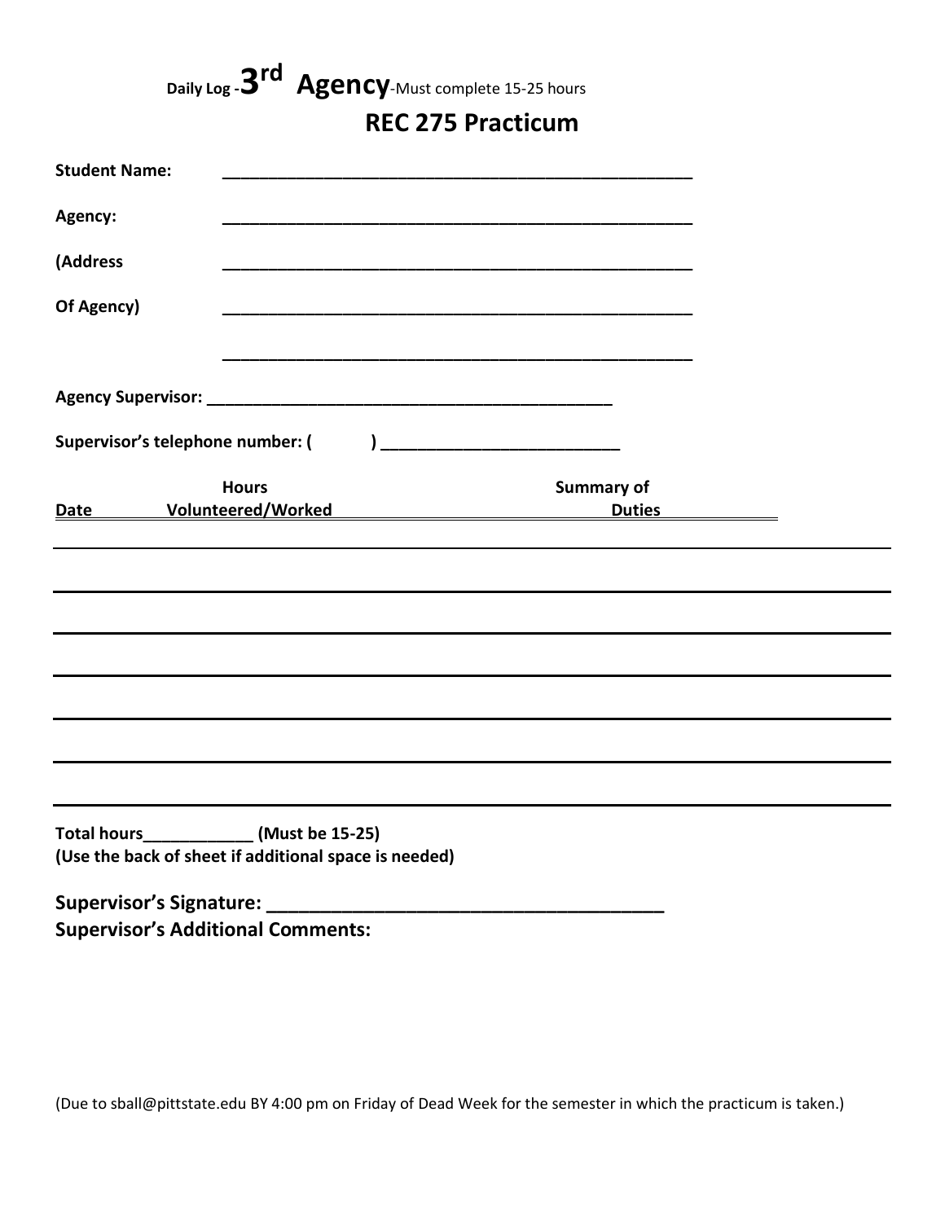# Daily Log - 3[rd] Agency-Must complete 15-25 hours

## REC 275 Practicum

**Student Name:** ____________________________________________________

**Agency:** ____________________________________________________

**(Address** ____________________________________________________

**Of Agency)** ____________________________________________________

____________________________________________________

**Agency Supervisor:** _____________________________________________

**Supervisor's telephone number: (        )** ___________________________

| Date | Hours Volunteered/Worked | Summary of Duties |
|---|---|---|
| | | |
| | | |
| | | |
| | | |
| | | |
| | | |
| | | |

**Total hours____________ (Must be 15-25)**
**(Use the back of sheet if additional space is needed)**

**Supervisor's Signature:** ________________________________________

**Supervisor's Additional Comments:**

(Due to sball@pittstate.edu BY 4:00 pm on Friday of Dead Week for the semester in which the practicum is taken.)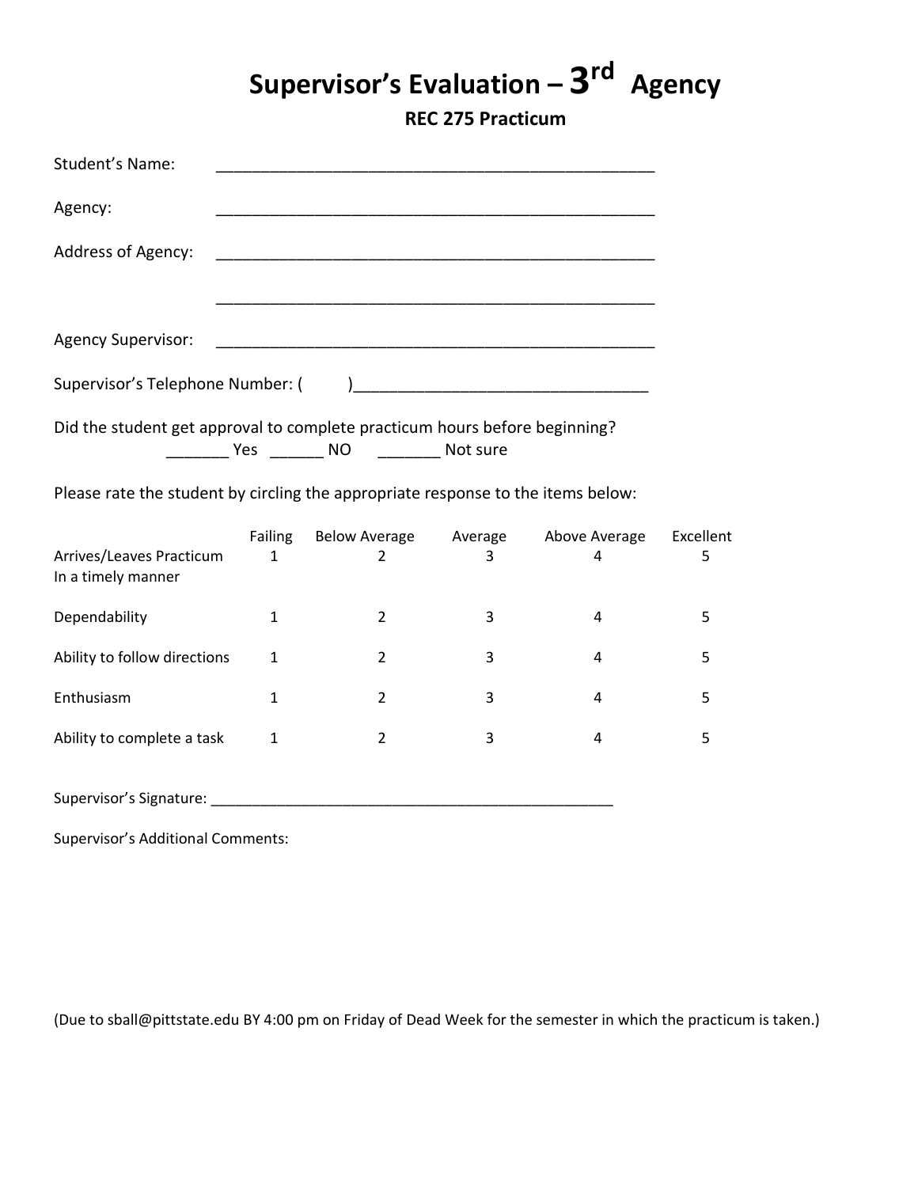# Supervisor's Evaluation – 3[rd] Agency

**REC 275 Practicum**

Student's Name: ______________________________________________

Agency: ______________________________________________

Address of Agency: ______________________________________________

______________________________________________

Agency Supervisor: ______________________________________________

Supervisor's Telephone Number: (      )________________________________

Did the student get approval to complete practicum hours before beginning?

_______ Yes ______ NO _______ Not sure

Please rate the student by circling the appropriate response to the items below:

| | Failing | Below Average | Average | Above Average | Excellent |
|---|---|---|---|---|---|
| Arrives/Leaves Practicum In a timely manner | 1 | 2 | 3 | 4 | 5 |
| Dependability | 1 | 2 | 3 | 4 | 5 |
| Ability to follow directions | 1 | 2 | 3 | 4 | 5 |
| Enthusiasm | 1 | 2 | 3 | 4 | 5 |
| Ability to complete a task | 1 | 2 | 3 | 4 | 5 |

Supervisor's Signature: ______________________________________________

Supervisor's Additional Comments:

(Due to sball@pittstate.edu BY 4:00 pm on Friday of Dead Week for the semester in which the practicum is taken.)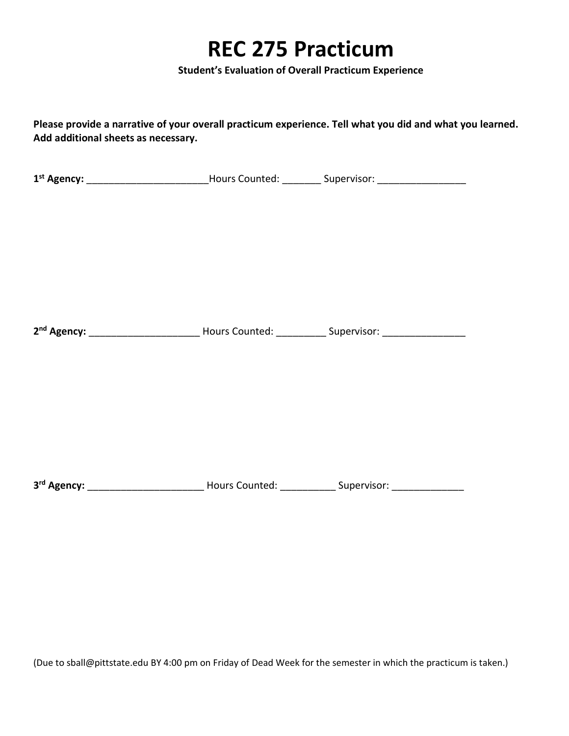# REC 275 Practicum

**Student's Evaluation of Overall Practicum Experience**

**Please provide a narrative of your overall practicum experience. Tell what you did and what you learned. Add additional sheets as necessary.**

**1st Agency:** ______________________Hours Counted: _______ Supervisor: ________________

**2nd Agency:** ____________________ Hours Counted: _________ Supervisor: _______________

**3rd Agency:** _____________________ Hours Counted: __________ Supervisor: _____________

(Due to sball@pittstate.edu BY 4:00 pm on Friday of Dead Week for the semester in which the practicum is taken.)